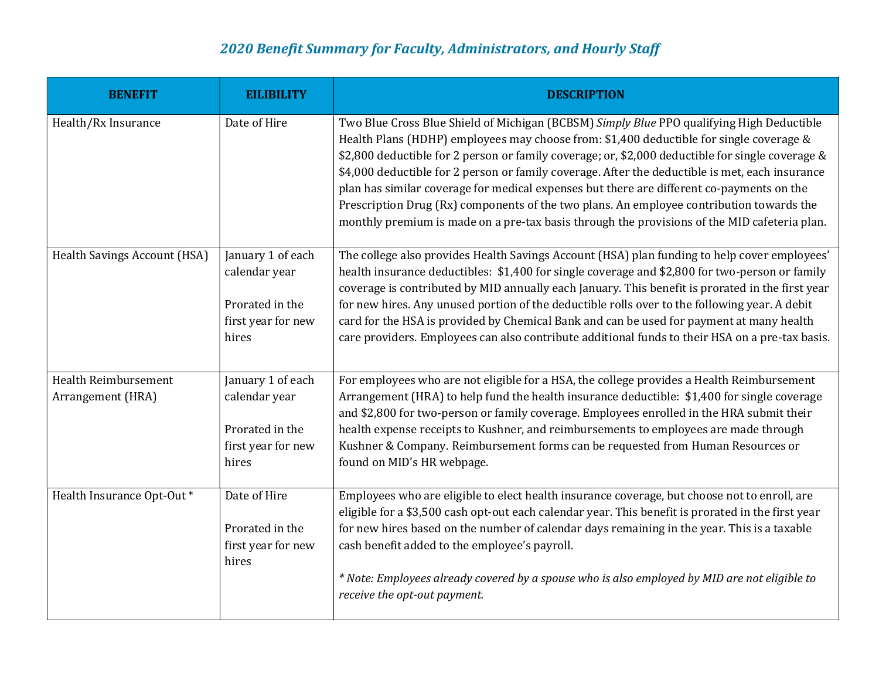## *2020 Benefit Summary for Faculty, Administrators, and Hourly Staff*

| BENEFIT | EILIBILITY | DESCRIPTION |
|---|---|---|
| Health/Rx Insurance | Date of Hire | Two Blue Cross Blue Shield of Michigan (BCBSM) *Simply Blue* PPO qualifying High Deductible Health Plans (HDHP) employees may choose from: $1,400 deductible for single coverage & $2,800 deductible for 2 person or family coverage; or, $2,000 deductible for single coverage & $4,000 deductible for 2 person or family coverage. After the deductible is met, each insurance plan has similar coverage for medical expenses but there are different co-payments on the Prescription Drug (Rx) components of the two plans. An employee contribution towards the monthly premium is made on a pre-tax basis through the provisions of the MID cafeteria plan. |
| Health Savings Account (HSA) | January 1 of each calendar year<br><br>Prorated in the first year for new hires | The college also provides Health Savings Account (HSA) plan funding to help cover employees' health insurance deductibles: $1,400 for single coverage and $2,800 for two-person or family coverage is contributed by MID annually each January. This benefit is prorated in the first year for new hires. Any unused portion of the deductible rolls over to the following year. A debit card for the HSA is provided by Chemical Bank and can be used for payment at many health care providers. Employees can also contribute additional funds to their HSA on a pre-tax basis. |
| Health Reimbursement Arrangement (HRA) | January 1 of each calendar year<br><br>Prorated in the first year for new hires | For employees who are not eligible for a HSA, the college provides a Health Reimbursement Arrangement (HRA) to help fund the health insurance deductible: $1,400 for single coverage and $2,800 for two-person or family coverage. Employees enrolled in the HRA submit their health expense receipts to Kushner, and reimbursements to employees are made through Kushner & Company. Reimbursement forms can be requested from Human Resources or found on MID's HR webpage. |
| Health Insurance Opt-Out * | Date of Hire<br><br>Prorated in the first year for new hires | Employees who are eligible to elect health insurance coverage, but choose not to enroll, are eligible for a $3,500 cash opt-out each calendar year. This benefit is prorated in the first year for new hires based on the number of calendar days remaining in the year. This is a taxable cash benefit added to the employee's payroll.<br><br>*\* Note: Employees already covered by a spouse who is also employed by MID are not eligible to receive the opt-out payment.* |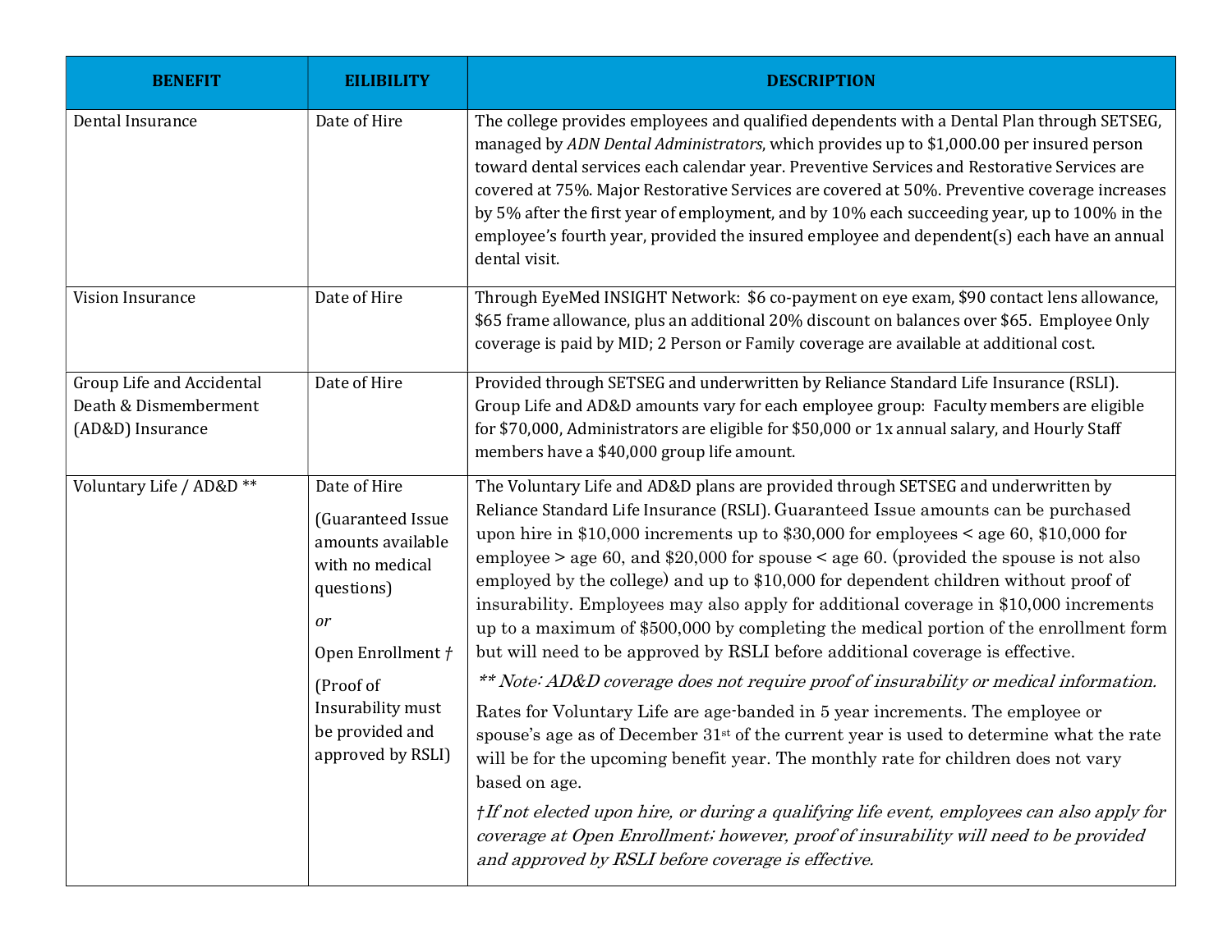| BENEFIT | EILIBILITY | DESCRIPTION |
|---|---|---|
| Dental Insurance | Date of Hire | The college provides employees and qualified dependents with a Dental Plan through SETSEG, managed by *ADN Dental Administrators*, which provides up to $1,000.00 per insured person toward dental services each calendar year. Preventive Services and Restorative Services are covered at 75%. Major Restorative Services are covered at 50%. Preventive coverage increases by 5% after the first year of employment, and by 10% each succeeding year, up to 100% in the employee's fourth year, provided the insured employee and dependent(s) each have an annual dental visit. |
| Vision Insurance | Date of Hire | Through EyeMed INSIGHT Network: $6 co-payment on eye exam, $90 contact lens allowance, $65 frame allowance, plus an additional 20% discount on balances over $65. Employee Only coverage is paid by MID; 2 Person or Family coverage are available at additional cost. |
| Group Life and Accidental Death & Dismemberment (AD&D) Insurance | Date of Hire | Provided through SETSEG and underwritten by Reliance Standard Life Insurance (RSLI). Group Life and AD&D amounts vary for each employee group: Faculty members are eligible for $70,000, Administrators are eligible for $50,000 or 1x annual salary, and Hourly Staff members have a $40,000 group life amount. |
| Voluntary Life / AD&D ** | Date of Hire<br><br>(Guaranteed Issue amounts available with no medical questions)<br><br>*or*<br><br>Open Enrollment †<br><br>(Proof of Insurability must be provided and approved by RSLI) | The Voluntary Life and AD&D plans are provided through SETSEG and underwritten by Reliance Standard Life Insurance (RSLI). Guaranteed Issue amounts can be purchased upon hire in $10,000 increments up to $30,000 for employees < age 60, $10,000 for employee > age 60, and $20,000 for spouse < age 60. (provided the spouse is not also employed by the college) and up to $10,000 for dependent children without proof of insurability. Employees may also apply for additional coverage in $10,000 increments up to a maximum of $500,000 by completing the medical portion of the enrollment form but will need to be approved by RSLI before additional coverage is effective.<br><br>*** Note: AD&D coverage does not require proof of insurability or medical information.*<br><br>Rates for Voluntary Life are age-banded in 5 year increments. The employee or spouse's age as of December 31st of the current year is used to determine what the rate will be for the upcoming benefit year. The monthly rate for children does not vary based on age.<br><br>*†If not elected upon hire, or during a qualifying life event, employees can also apply for coverage at Open Enrollment; however, proof of insurability will need to be provided and approved by RSLI before coverage is effective.* |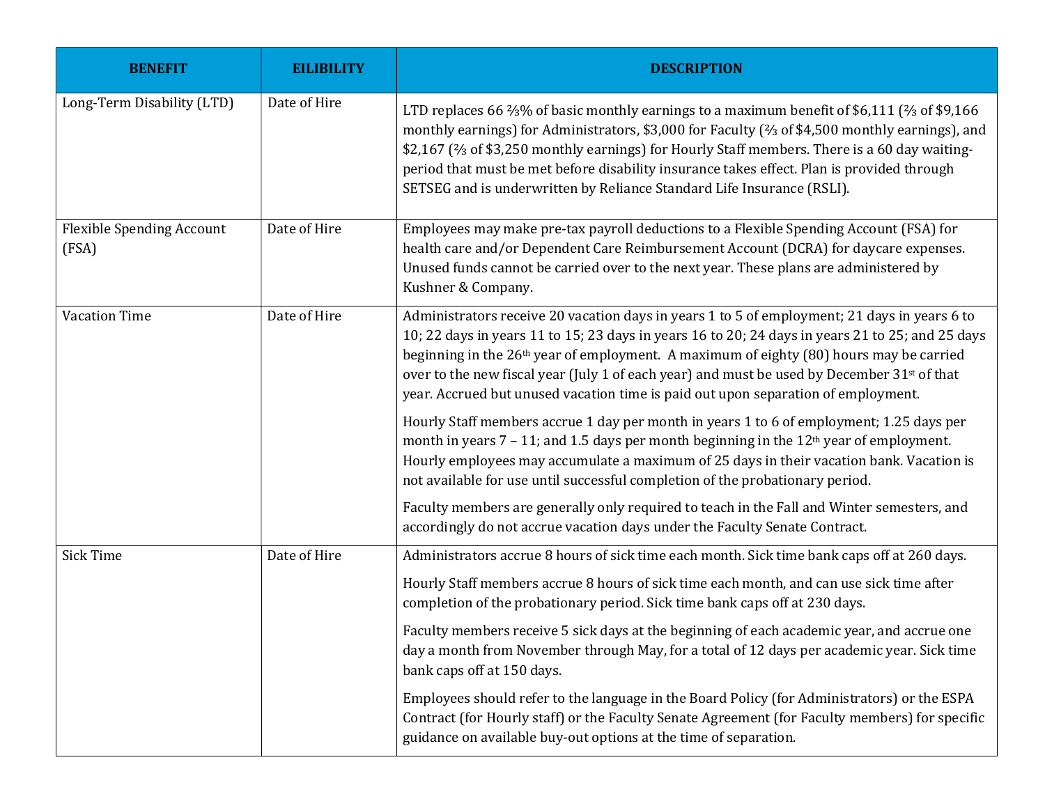| BENEFIT | EILIBILITY | DESCRIPTION |
|---|---|---|
| Long-Term Disability (LTD) | Date of Hire | LTD replaces 66 ⅔% of basic monthly earnings to a maximum benefit of $6,111 (⅔ of $9,166 monthly earnings) for Administrators, $3,000 for Faculty (⅔ of $4,500 monthly earnings), and $2,167 (⅔ of $3,250 monthly earnings) for Hourly Staff members. There is a 60 day waiting-period that must be met before disability insurance takes effect. Plan is provided through SETSEG and is underwritten by Reliance Standard Life Insurance (RSLI). |
| Flexible Spending Account (FSA) | Date of Hire | Employees may make pre-tax payroll deductions to a Flexible Spending Account (FSA) for health care and/or Dependent Care Reimbursement Account (DCRA) for daycare expenses. Unused funds cannot be carried over to the next year. These plans are administered by Kushner & Company. |
| Vacation Time | Date of Hire | Administrators receive 20 vacation days in years 1 to 5 of employment; 21 days in years 6 to 10; 22 days in years 11 to 15; 23 days in years 16 to 20; 24 days in years 21 to 25; and 25 days beginning in the 26th year of employment. A maximum of eighty (80) hours may be carried over to the new fiscal year (July 1 of each year) and must be used by December 31st of that year. Accrued but unused vacation time is paid out upon separation of employment.<br><br>Hourly Staff members accrue 1 day per month in years 1 to 6 of employment; 1.25 days per month in years 7 – 11; and 1.5 days per month beginning in the 12th year of employment. Hourly employees may accumulate a maximum of 25 days in their vacation bank. Vacation is not available for use until successful completion of the probationary period.<br><br>Faculty members are generally only required to teach in the Fall and Winter semesters, and accordingly do not accrue vacation days under the Faculty Senate Contract. |
| Sick Time | Date of Hire | Administrators accrue 8 hours of sick time each month. Sick time bank caps off at 260 days.<br><br>Hourly Staff members accrue 8 hours of sick time each month, and can use sick time after completion of the probationary period. Sick time bank caps off at 230 days.<br><br>Faculty members receive 5 sick days at the beginning of each academic year, and accrue one day a month from November through May, for a total of 12 days per academic year. Sick time bank caps off at 150 days.<br><br>Employees should refer to the language in the Board Policy (for Administrators) or the ESPA Contract (for Hourly staff) or the Faculty Senate Agreement (for Faculty members) for specific guidance on available buy-out options at the time of separation. |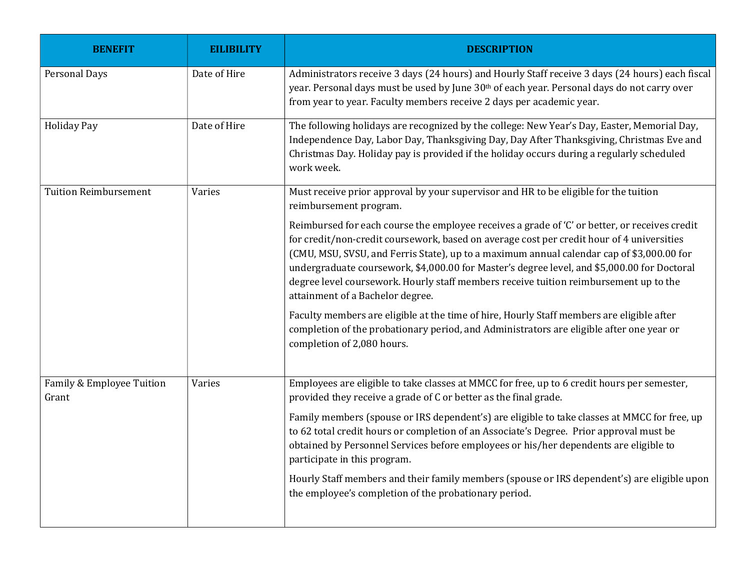| BENEFIT | EILIBILITY | DESCRIPTION |
| --- | --- | --- |
| Personal Days | Date of Hire | Administrators receive 3 days (24 hours) and Hourly Staff receive 3 days (24 hours) each fiscal year. Personal days must be used by June 30th of each year. Personal days do not carry over from year to year. Faculty members receive 2 days per academic year. |
| Holiday Pay | Date of Hire | The following holidays are recognized by the college: New Year's Day, Easter, Memorial Day, Independence Day, Labor Day, Thanksgiving Day, Day After Thanksgiving, Christmas Eve and Christmas Day. Holiday pay is provided if the holiday occurs during a regularly scheduled work week. |
| Tuition Reimbursement | Varies | Must receive prior approval by your supervisor and HR to be eligible for the tuition reimbursement program.<br><br>Reimbursed for each course the employee receives a grade of 'C' or better, or receives credit for credit/non-credit coursework, based on average cost per credit hour of 4 universities (CMU, MSU, SVSU, and Ferris State), up to a maximum annual calendar cap of $3,000.00 for undergraduate coursework, $4,000.00 for Master's degree level, and $5,000.00 for Doctoral degree level coursework. Hourly staff members receive tuition reimbursement up to the attainment of a Bachelor degree.<br><br>Faculty members are eligible at the time of hire, Hourly Staff members are eligible after completion of the probationary period, and Administrators are eligible after one year or completion of 2,080 hours. |
| Family & Employee Tuition Grant | Varies | Employees are eligible to take classes at MMCC for free, up to 6 credit hours per semester, provided they receive a grade of C or better as the final grade.<br><br>Family members (spouse or IRS dependent's) are eligible to take classes at MMCC for free, up to 62 total credit hours or completion of an Associate's Degree. Prior approval must be obtained by Personnel Services before employees or his/her dependents are eligible to participate in this program.<br><br>Hourly Staff members and their family members (spouse or IRS dependent's) are eligible upon the employee's completion of the probationary period. |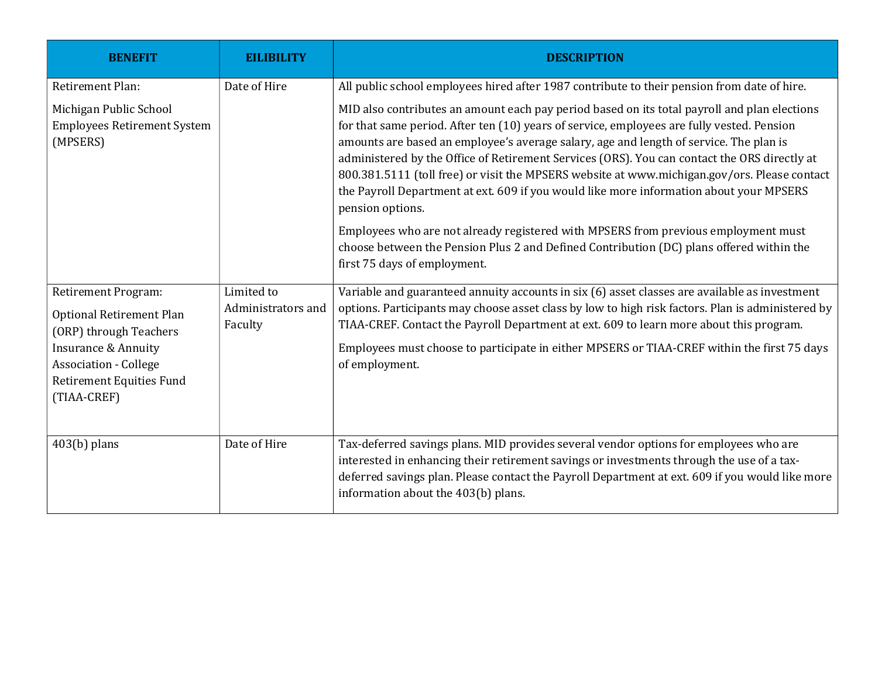| BENEFIT | EILIBILITY | DESCRIPTION |
|---|---|---|
| Retirement Plan:<br><br>Michigan Public School Employees Retirement System (MPSERS) | Date of Hire | All public school employees hired after 1987 contribute to their pension from date of hire.<br><br>MID also contributes an amount each pay period based on its total payroll and plan elections for that same period. After ten (10) years of service, employees are fully vested. Pension amounts are based an employee's average salary, age and length of service. The plan is administered by the Office of Retirement Services (ORS). You can contact the ORS directly at 800.381.5111 (toll free) or visit the MPSERS website at www.michigan.gov/ors. Please contact the Payroll Department at ext. 609 if you would like more information about your MPSERS pension options.<br><br>Employees who are not already registered with MPSERS from previous employment must choose between the Pension Plus 2 and Defined Contribution (DC) plans offered within the first 75 days of employment. |
| Retirement Program:<br><br>Optional Retirement Plan (ORP) through Teachers Insurance & Annuity Association - College Retirement Equities Fund (TIAA-CREF) | Limited to Administrators and Faculty | Variable and guaranteed annuity accounts in six (6) asset classes are available as investment options. Participants may choose asset class by low to high risk factors. Plan is administered by TIAA-CREF. Contact the Payroll Department at ext. 609 to learn more about this program.<br><br>Employees must choose to participate in either MPSERS or TIAA-CREF within the first 75 days of employment. |
| 403(b) plans | Date of Hire | Tax-deferred savings plans. MID provides several vendor options for employees who are interested in enhancing their retirement savings or investments through the use of a tax-deferred savings plan. Please contact the Payroll Department at ext. 609 if you would like more information about the 403(b) plans. |